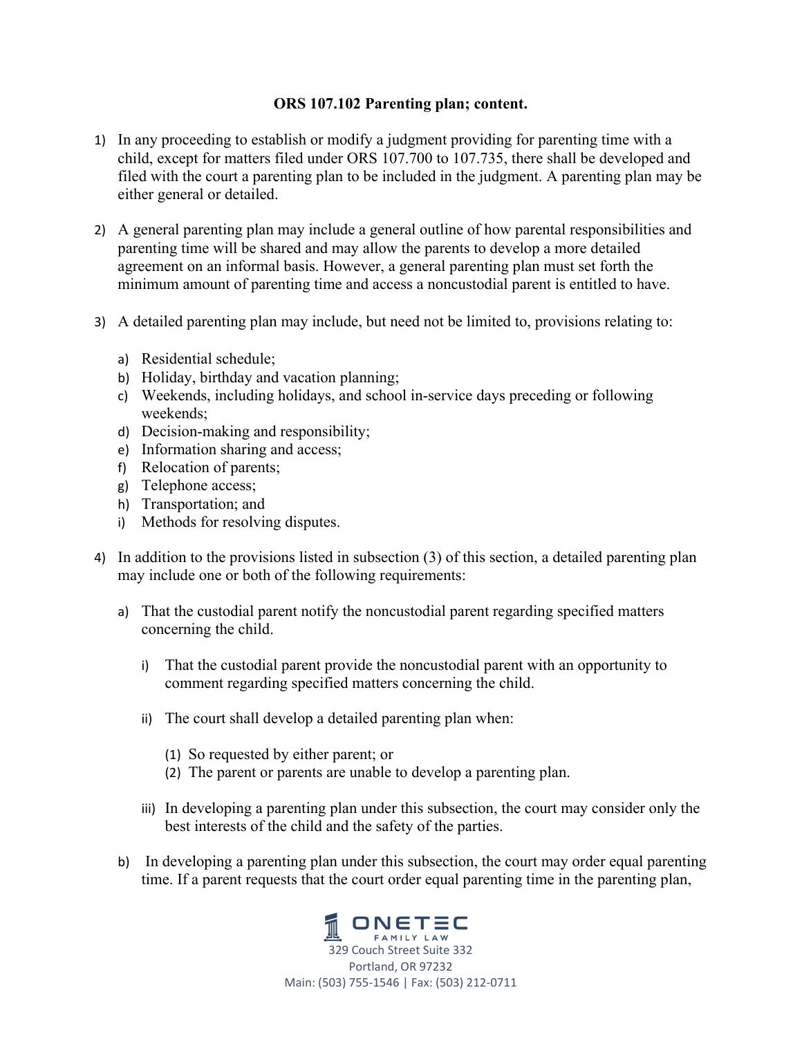**ORS 107.102 Parenting plan; content.**

1) In any proceeding to establish or modify a judgment providing for parenting time with a child, except for matters filed under ORS 107.700 to 107.735, there shall be developed and filed with the court a parenting plan to be included in the judgment. A parenting plan may be either general or detailed.

2) A general parenting plan may include a general outline of how parental responsibilities and parenting time will be shared and may allow the parents to develop a more detailed agreement on an informal basis. However, a general parenting plan must set forth the minimum amount of parenting time and access a noncustodial parent is entitled to have.

3) A detailed parenting plan may include, but need not be limited to, provisions relating to:

   a) Residential schedule;
   b) Holiday, birthday and vacation planning;
   c) Weekends, including holidays, and school in-service days preceding or following weekends;
   d) Decision-making and responsibility;
   e) Information sharing and access;
   f) Relocation of parents;
   g) Telephone access;
   h) Transportation; and
   i) Methods for resolving disputes.

4) In addition to the provisions listed in subsection (3) of this section, a detailed parenting plan may include one or both of the following requirements:

   a) That the custodial parent notify the noncustodial parent regarding specified matters concerning the child.

      i) That the custodial parent provide the noncustodial parent with an opportunity to comment regarding specified matters concerning the child.

      ii) The court shall develop a detailed parenting plan when:

         (1) So requested by either parent; or
         (2) The parent or parents are unable to develop a parenting plan.

      iii) In developing a parenting plan under this subsection, the court may consider only the best interests of the child and the safety of the parties.

   b) In developing a parenting plan under this subsection, the court may order equal parenting time. If a parent requests that the court order equal parenting time in the parenting plan,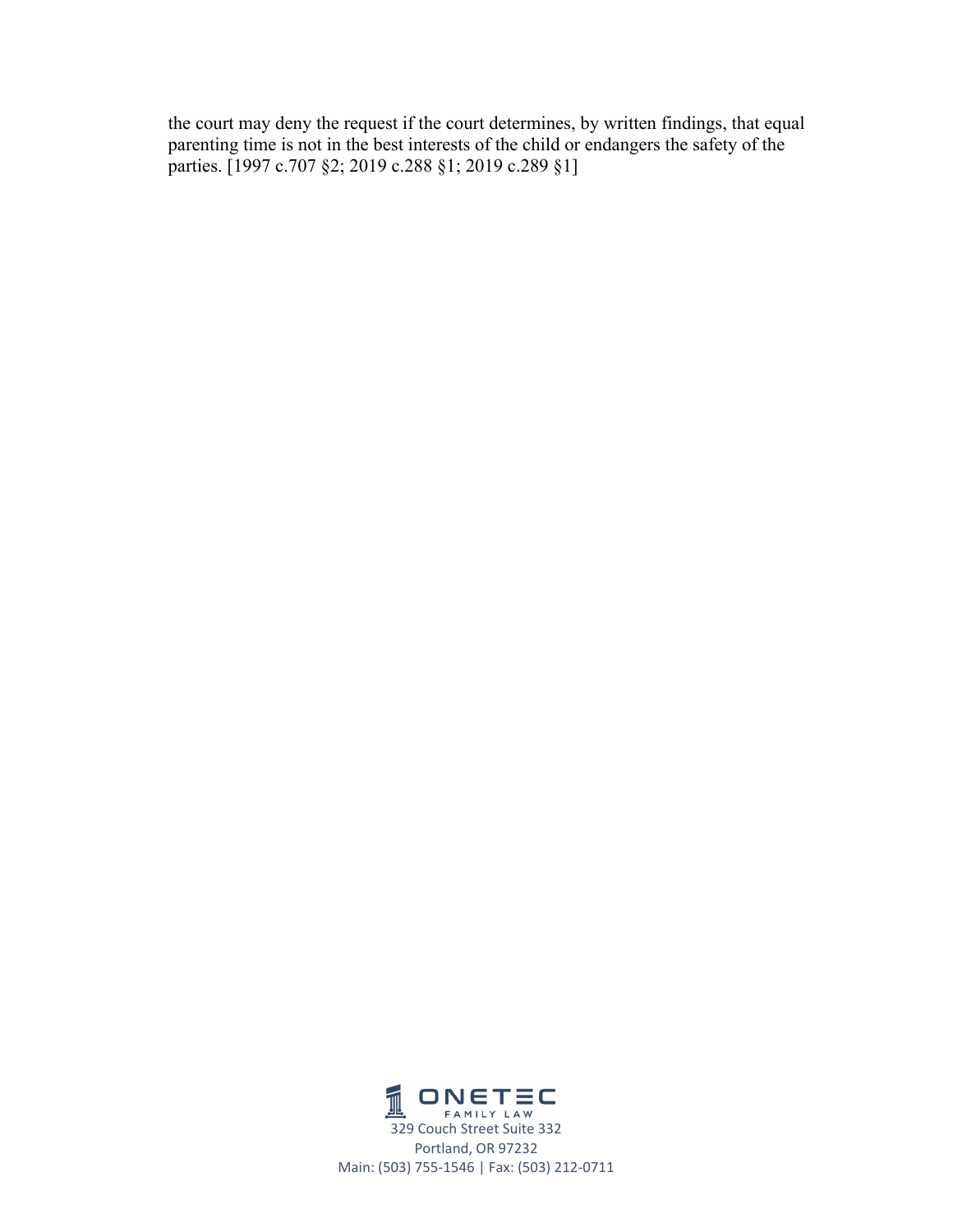the court may deny the request if the court determines, by written findings, that equal parenting time is not in the best interests of the child or endangers the safety of the parties. [1997 c.707 §2; 2019 c.288 §1; 2019 c.289 §1]